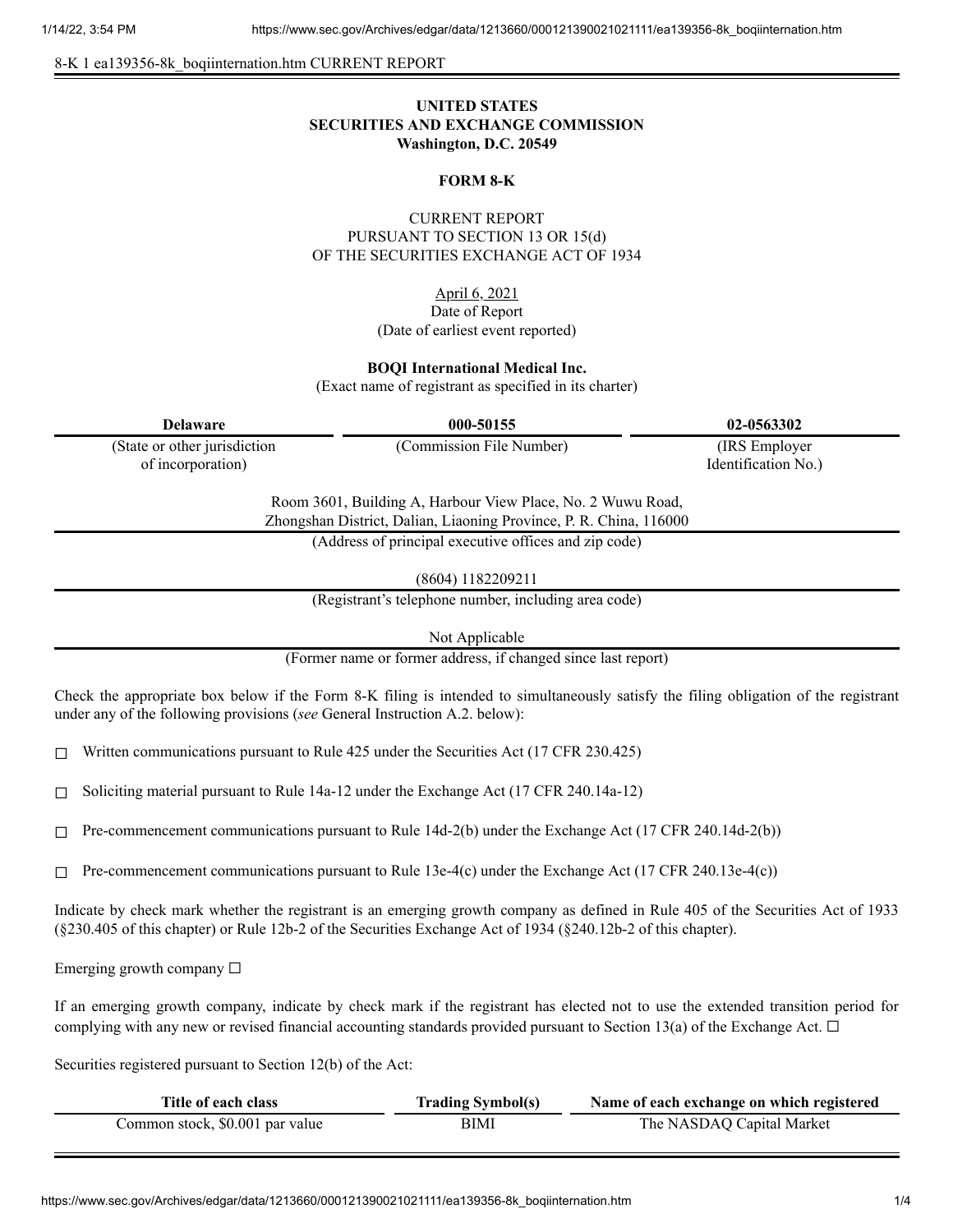8-K 1 ea139356-8k_boqiinternation.htm CURRENT REPORT

**UNITED STATES**
**SECURITIES AND EXCHANGE COMMISSION**
**Washington, D.C. 20549**

**FORM 8-K**

CURRENT REPORT
PURSUANT TO SECTION 13 OR 15(d)
OF THE SECURITIES EXCHANGE ACT OF 1934

April 6, 2021
Date of Report
(Date of earliest event reported)

**BOQI International Medical Inc.**
(Exact name of registrant as specified in its charter)

| **Delaware** | **000-50155** | **02-0563302** |
|---|---|---|
| (State or other jurisdiction of incorporation) | (Commission File Number) | (IRS Employer Identification No.) |

Room 3601, Building A, Harbour View Place, No. 2 Wuwu Road,
Zhongshan District, Dalian, Liaoning Province, P. R. China, 116000
(Address of principal executive offices and zip code)

(8604) 1182209211
(Registrant's telephone number, including area code)

Not Applicable
(Former name or former address, if changed since last report)

Check the appropriate box below if the Form 8-K filing is intended to simultaneously satisfy the filing obligation of the registrant under any of the following provisions (*see* General Instruction A.2. below):

☐ Written communications pursuant to Rule 425 under the Securities Act (17 CFR 230.425)

☐ Soliciting material pursuant to Rule 14a-12 under the Exchange Act (17 CFR 240.14a-12)

☐ Pre-commencement communications pursuant to Rule 14d-2(b) under the Exchange Act (17 CFR 240.14d-2(b))

☐ Pre-commencement communications pursuant to Rule 13e-4(c) under the Exchange Act (17 CFR 240.13e-4(c))

Indicate by check mark whether the registrant is an emerging growth company as defined in Rule 405 of the Securities Act of 1933 (§230.405 of this chapter) or Rule 12b-2 of the Securities Exchange Act of 1934 (§240.12b-2 of this chapter).

Emerging growth company ☐

If an emerging growth company, indicate by check mark if the registrant has elected not to use the extended transition period for complying with any new or revised financial accounting standards provided pursuant to Section 13(a) of the Exchange Act. ☐

Securities registered pursuant to Section 12(b) of the Act:

| Title of each class | Trading Symbol(s) | Name of each exchange on which registered |
|---|---|---|
| Common stock, $0.001 par value | BIMI | The NASDAQ Capital Market |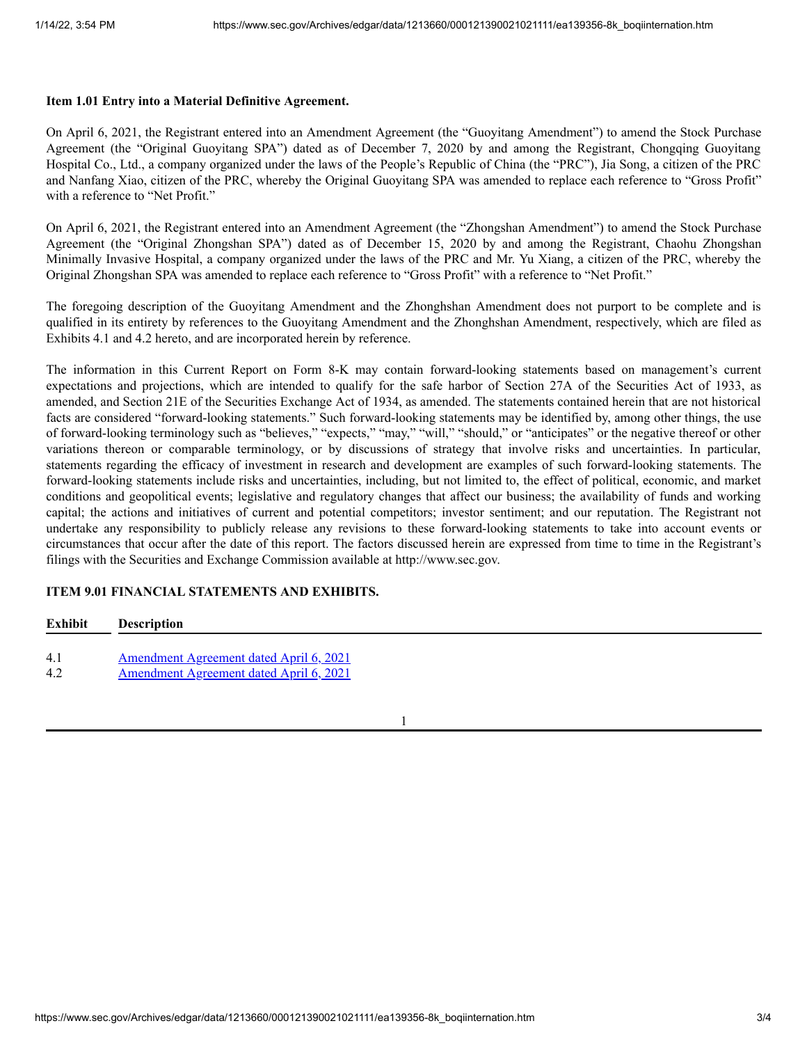**Item 1.01 Entry into a Material Definitive Agreement.**

On April 6, 2021, the Registrant entered into an Amendment Agreement (the "Guoyitang Amendment") to amend the Stock Purchase Agreement (the "Original Guoyitang SPA") dated as of December 7, 2020 by and among the Registrant, Chongqing Guoyitang Hospital Co., Ltd., a company organized under the laws of the People's Republic of China (the "PRC"), Jia Song, a citizen of the PRC and Nanfang Xiao, citizen of the PRC, whereby the Original Guoyitang SPA was amended to replace each reference to "Gross Profit" with a reference to "Net Profit."

On April 6, 2021, the Registrant entered into an Amendment Agreement (the "Zhongshan Amendment") to amend the Stock Purchase Agreement (the "Original Zhongshan SPA") dated as of December 15, 2020 by and among the Registrant, Chaohu Zhongshan Minimally Invasive Hospital, a company organized under the laws of the PRC and Mr. Yu Xiang, a citizen of the PRC, whereby the Original Zhongshan SPA was amended to replace each reference to "Gross Profit" with a reference to "Net Profit."

The foregoing description of the Guoyitang Amendment and the Zhonghshan Amendment does not purport to be complete and is qualified in its entirety by references to the Guoyitang Amendment and the Zhonghshan Amendment, respectively, which are filed as Exhibits 4.1 and 4.2 hereto, and are incorporated herein by reference.

The information in this Current Report on Form 8-K may contain forward-looking statements based on management's current expectations and projections, which are intended to qualify for the safe harbor of Section 27A of the Securities Act of 1933, as amended, and Section 21E of the Securities Exchange Act of 1934, as amended. The statements contained herein that are not historical facts are considered "forward-looking statements." Such forward-looking statements may be identified by, among other things, the use of forward-looking terminology such as "believes," "expects," "may," "will," "should," or "anticipates" or the negative thereof or other variations thereon or comparable terminology, or by discussions of strategy that involve risks and uncertainties. In particular, statements regarding the efficacy of investment in research and development are examples of such forward-looking statements. The forward-looking statements include risks and uncertainties, including, but not limited to, the effect of political, economic, and market conditions and geopolitical events; legislative and regulatory changes that affect our business; the availability of funds and working capital; the actions and initiatives of current and potential competitors; investor sentiment; and our reputation. The Registrant not undertake any responsibility to publicly release any revisions to these forward-looking statements to take into account events or circumstances that occur after the date of this report. The factors discussed herein are expressed from time to time in the Registrant's filings with the Securities and Exchange Commission available at http://www.sec.gov.

**ITEM 9.01 FINANCIAL STATEMENTS AND EXHIBITS.**

| Exhibit | Description |
| --- | --- |
| 4.1 | Amendment Agreement dated April 6, 2021 |
| 4.2 | Amendment Agreement dated April 6, 2021 |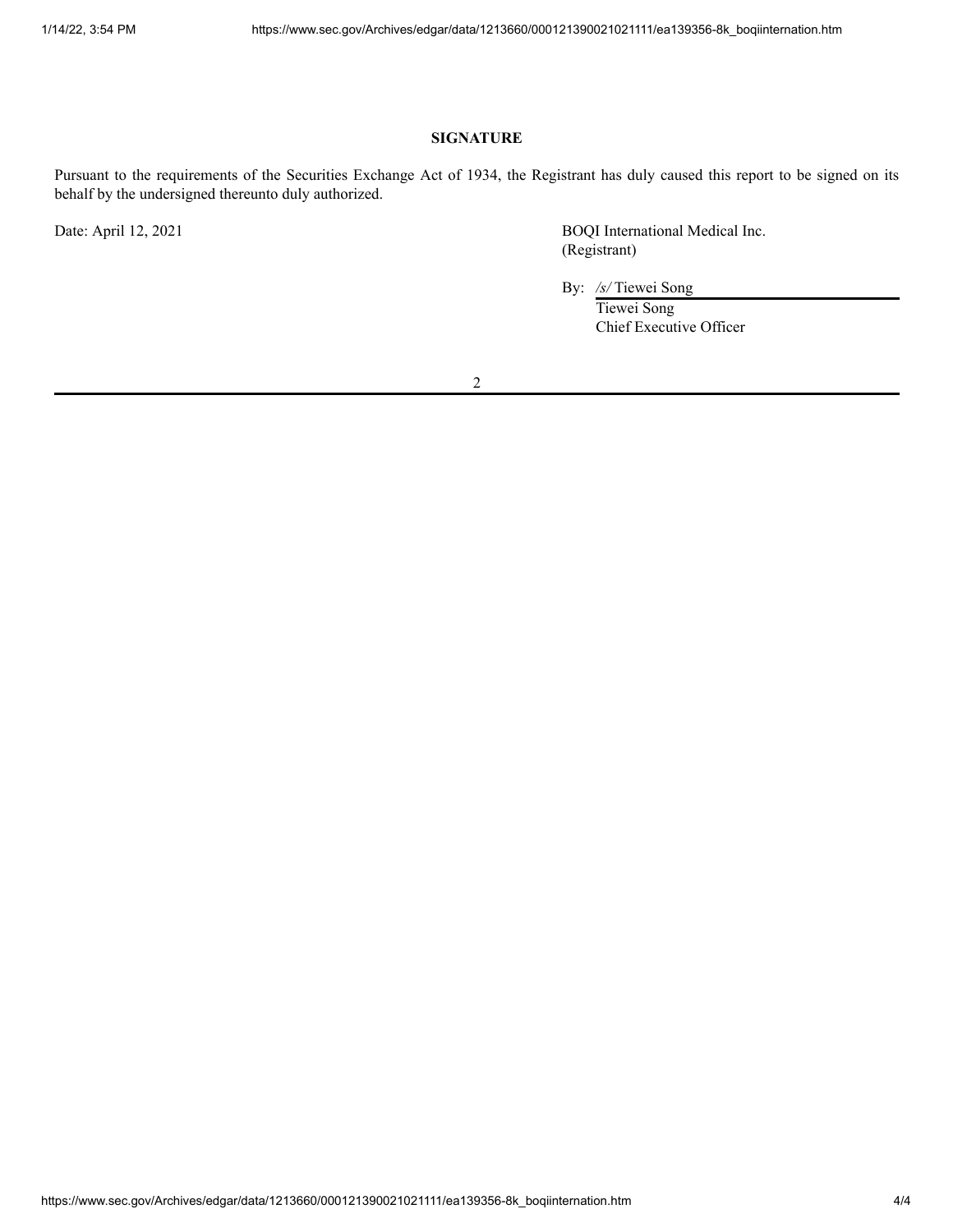**SIGNATURE**

Pursuant to the requirements of the Securities Exchange Act of 1934, the Registrant has duly caused this report to be signed on its behalf by the undersigned thereunto duly authorized.

Date: April 12, 2021

BOQI International Medical Inc.
(Registrant)

By: */s/* Tiewei Song
Tiewei Song
Chief Executive Officer